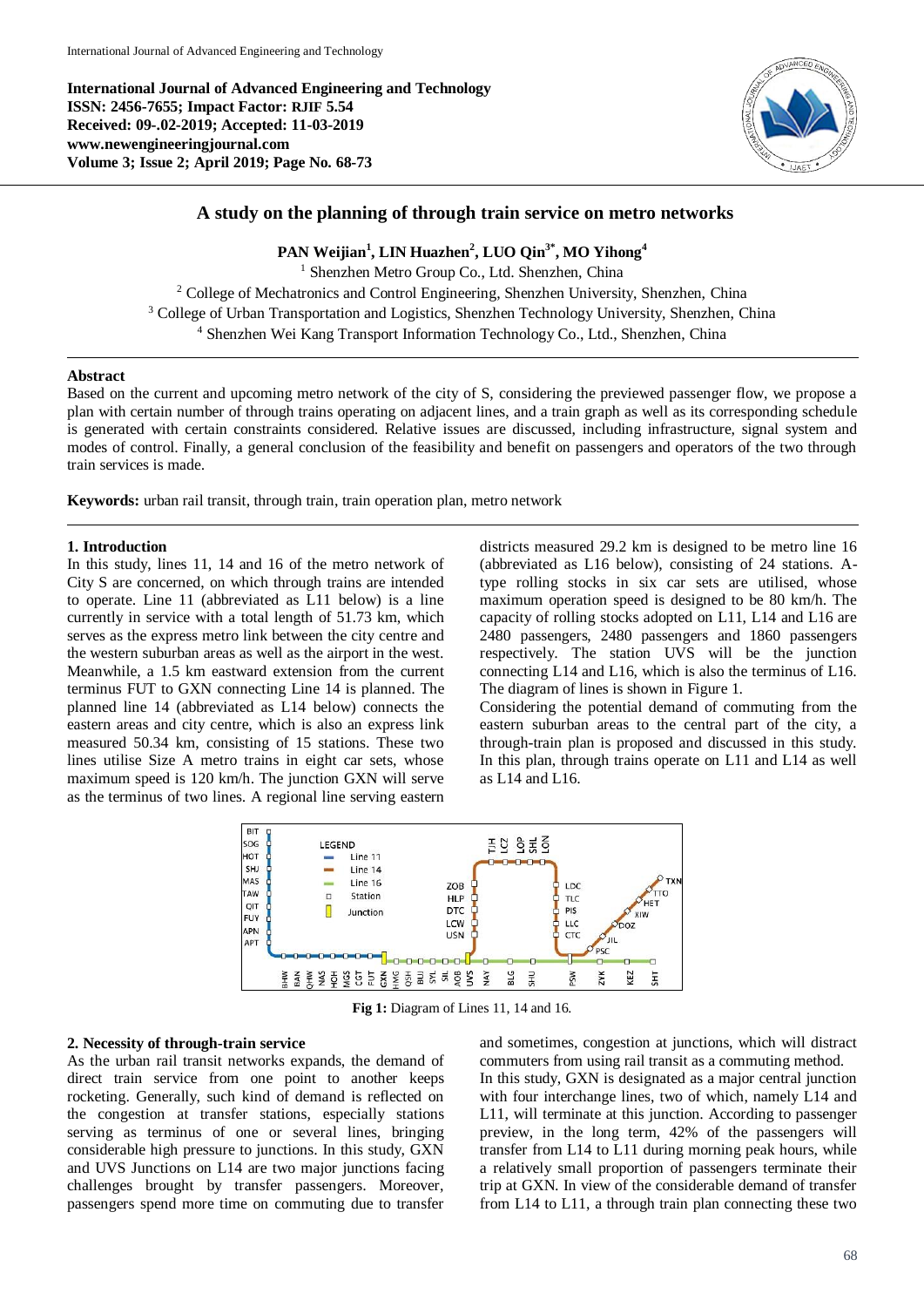**International Journal of Advanced Engineering and Technology**
**ISSN: 2456-7655; Impact Factor: RJIF 5.54**
**Received: 09-.02-2019; Accepted: 11-03-2019**
**www.newengineeringjournal.com**
**Volume 3; Issue 2; April 2019; Page No. 68-73**

# A study on the planning of through train service on metro networks

**PAN Weijian[1], LIN Huazhen[2], LUO Qin[3*], MO Yihong[4]**

[1] Shenzhen Metro Group Co., Ltd. Shenzhen, China
[2] College of Mechatronics and Control Engineering, Shenzhen University, Shenzhen, China
[3] College of Urban Transportation and Logistics, Shenzhen Technology University, Shenzhen, China
[4] Shenzhen Wei Kang Transport Information Technology Co., Ltd., Shenzhen, China

## Abstract

Based on the current and upcoming metro network of the city of S, considering the previewed passenger flow, we propose a plan with certain number of through trains operating on adjacent lines, and a train graph as well as its corresponding schedule is generated with certain constraints considered. Relative issues are discussed, including infrastructure, signal system and modes of control. Finally, a general conclusion of the feasibility and benefit on passengers and operators of the two through train services is made.

**Keywords:** urban rail transit, through train, train operation plan, metro network

## 1. Introduction

In this study, lines 11, 14 and 16 of the metro network of City S are concerned, on which through trains are intended to operate. Line 11 (abbreviated as L11 below) is a line currently in service with a total length of 51.73 km, which serves as the express metro link between the city centre and the western suburban areas as well as the airport in the west. Meanwhile, a 1.5 km eastward extension from the current terminus FUT to GXN connecting Line 14 is planned. The planned line 14 (abbreviated as L14 below) connects the eastern areas and city centre, which is also an express link measured 50.34 km, consisting of 15 stations. These two lines utilise Size A metro trains in eight car sets, whose maximum speed is 120 km/h. The junction GXN will serve as the terminus of two lines. A regional line serving eastern districts measured 29.2 km is designed to be metro line 16 (abbreviated as L16 below), consisting of 24 stations. A-type rolling stocks in six car sets are utilised, whose maximum operation speed is designed to be 80 km/h. The capacity of rolling stocks adopted on L11, L14 and L16 are 2480 passengers, 2480 passengers and 1860 passengers respectively. The station UVS will be the junction connecting L14 and L16, which is also the terminus of L16. The diagram of lines is shown in Figure 1.

Considering the potential demand of commuting from the eastern suburban areas to the central part of the city, a through-train plan is proposed and discussed in this study. In this plan, through trains operate on L11 and L14 as well as L16.

**Fig 1:** Diagram of Lines 11, 14 and 16.

## 2. Necessity of through-train service

As the urban rail transit networks expands, the demand of direct train service from one point to another keeps rocketing. Generally, such kind of demand is reflected on the congestion at transfer stations, especially stations serving as terminus of one or several lines, bringing considerable high pressure to junctions. In this study, GXN and UVS Junctions on L14 are two major junctions facing challenges brought by transfer passengers. Moreover, passengers spend more time on commuting due to transfer and sometimes, congestion at junctions, which will distract commuters from using rail transit as a commuting method.

In this study, GXN is designated as a major central junction with four interchange lines, two of which, namely L14 and L11, will terminate at this junction. According to passenger preview, in the long term, 42% of the passengers will transfer from L14 to L11 during morning peak hours, while a relatively small proportion of passengers terminate their trip at GXN. In view of the considerable demand of transfer from L14 to L11, a through train plan connecting these two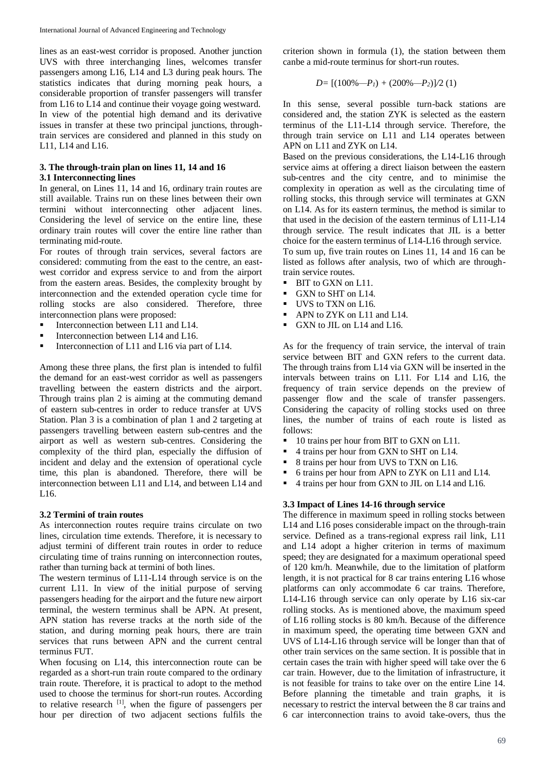lines as an east-west corridor is proposed. Another junction UVS with three interchanging lines, welcomes transfer passengers among L16, L14 and L3 during peak hours. The statistics indicates that during morning peak hours, a considerable proportion of transfer passengers will transfer from L16 to L14 and continue their voyage going westward. In view of the potential high demand and its derivative issues in transfer at these two principal junctions, through-train services are considered and planned in this study on L11, L14 and L16.

## 3. The through-train plan on lines 11, 14 and 16

### 3.1 Interconnecting lines

In general, on Lines 11, 14 and 16, ordinary train routes are still available. Trains run on these lines between their own termini without interconnecting other adjacent lines. Considering the level of service on the entire line, these ordinary train routes will cover the entire line rather than terminating mid-route.

For routes of through train services, several factors are considered: commuting from the east to the centre, an east-west corridor and express service to and from the airport from the eastern areas. Besides, the complexity brought by interconnection and the extended operation cycle time for rolling stocks are also considered. Therefore, three interconnection plans were proposed:

- Interconnection between L11 and L14.
- Interconnection between L14 and L16.
- Interconnection of L11 and L16 via part of L14.

Among these three plans, the first plan is intended to fulfil the demand for an east-west corridor as well as passengers travelling between the eastern districts and the airport. Through trains plan 2 is aiming at the commuting demand of eastern sub-centres in order to reduce transfer at UVS Station. Plan 3 is a combination of plan 1 and 2 targeting at passengers travelling between eastern sub-centres and the airport as well as western sub-centres. Considering the complexity of the third plan, especially the diffusion of incident and delay and the extension of operational cycle time, this plan is abandoned. Therefore, there will be interconnection between L11 and L14, and between L14 and L16.

### 3.2 Termini of train routes

As interconnection routes require trains circulate on two lines, circulation time extends. Therefore, it is necessary to adjust termini of different train routes in order to reduce circulating time of trains running on interconnection routes, rather than turning back at termini of both lines.

The western terminus of L11-L14 through service is on the current L11. In view of the initial purpose of serving passengers heading for the airport and the future new airport terminal, the western terminus shall be APN. At present, APN station has reverse tracks at the north side of the station, and during morning peak hours, there are train services that runs between APN and the current central terminus FUT.

When focusing on L14, this interconnection route can be regarded as a short-run train route compared to the ordinary train route. Therefore, it is practical to adopt to the method used to choose the terminus for short-run routes. According to relative research [1], when the figure of passengers per hour per direction of two adjacent sections fulfils the criterion shown in formula (1), the station between them canbe a mid-route terminus for short-run routes.

$$D = [(100\% - P_1) + (200\% - P_2)]/2 \quad (1)$$

In this sense, several possible turn-back stations are considered and, the station ZYK is selected as the eastern terminus of the L11-L14 through service. Therefore, the through train service on L11 and L14 operates between APN on L11 and ZYK on L14.

Based on the previous considerations, the L14-L16 through service aims at offering a direct liaison between the eastern sub-centres and the city centre, and to minimise the complexity in operation as well as the circulating time of rolling stocks, this through service will terminates at GXN on L14. As for its eastern terminus, the method is similar to that used in the decision of the eastern terminus of L11-L14 through service. The result indicates that JIL is a better choice for the eastern terminus of L14-L16 through service.

To sum up, five train routes on Lines 11, 14 and 16 can be listed as follows after analysis, two of which are through-train service routes.

- BIT to GXN on L11.
- GXN to SHT on L14.
- UVS to TXN on L16.
- APN to ZYK on L11 and L14.
- GXN to JIL on L14 and L16.

As for the frequency of train service, the interval of train service between BIT and GXN refers to the current data. The through trains from L14 via GXN will be inserted in the intervals between trains on L11. For L14 and L16, the frequency of train service depends on the preview of passenger flow and the scale of transfer passengers. Considering the capacity of rolling stocks used on three lines, the number of trains of each route is listed as follows:

- 10 trains per hour from BIT to GXN on L11.
- 4 trains per hour from GXN to SHT on L14.
- 8 trains per hour from UVS to TXN on L16.
- 6 trains per hour from APN to ZYK on L11 and L14.
- 4 trains per hour from GXN to JIL on L14 and L16.

### 3.3 Impact of Lines 14-16 through service

The difference in maximum speed in rolling stocks between L14 and L16 poses considerable impact on the through-train service. Defined as a trans-regional express rail link, L11 and L14 adopt a higher criterion in terms of maximum speed; they are designated for a maximum operational speed of 120 km/h. Meanwhile, due to the limitation of platform length, it is not practical for 8 car trains entering L16 whose platforms can only accommodate 6 car trains. Therefore, L14-L16 through service can only operate by L16 six-car rolling stocks. As is mentioned above, the maximum speed of L16 rolling stocks is 80 km/h. Because of the difference in maximum speed, the operating time between GXN and UVS of L14-L16 through service will be longer than that of other train services on the same section. It is possible that in certain cases the train with higher speed will take over the 6 car train. However, due to the limitation of infrastructure, it is not feasible for trains to take over on the entire Line 14. Before planning the timetable and train graphs, it is necessary to restrict the interval between the 8 car trains and 6 car interconnection trains to avoid take-overs, thus the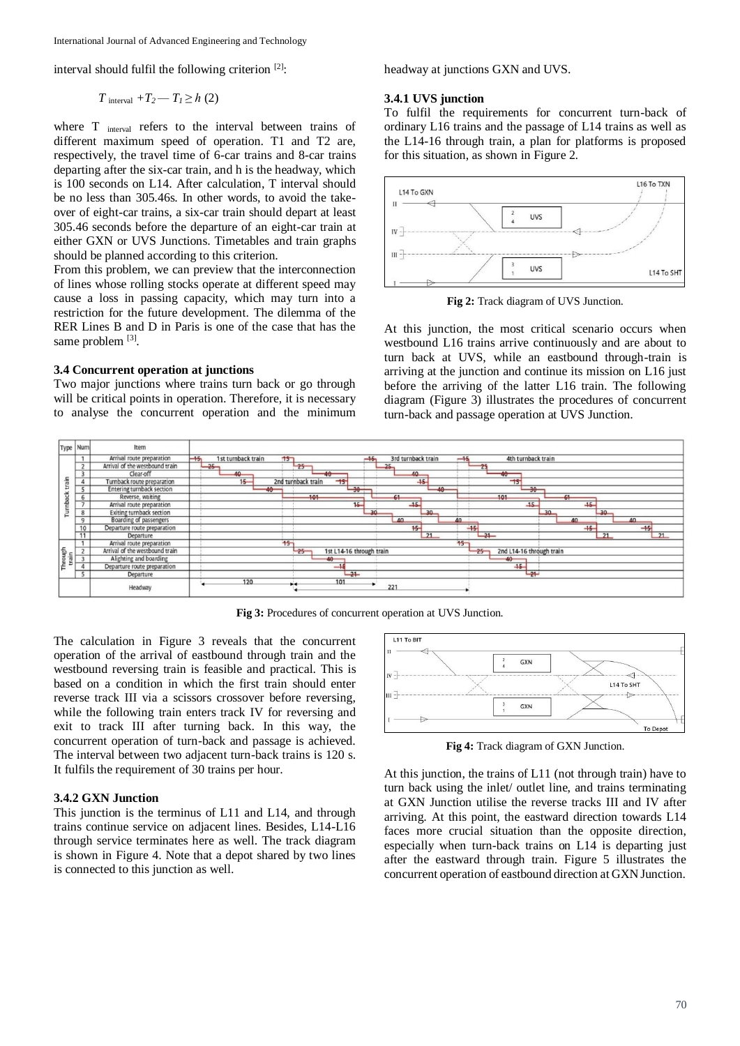interval should fulfil the following criterion [2]:

$$T_{\text{interval}} + T_2 - T_1 \geq h \quad (2)$$

where $T_{\text{interval}}$ refers to the interval between trains of different maximum speed of operation. T1 and T2 are, respectively, the travel time of 6-car trains and 8-car trains departing after the six-car train, and h is the headway, which is 100 seconds on L14. After calculation, T interval should be no less than 305.46s. In other words, to avoid the take-over of eight-car trains, a six-car train should depart at least 305.46 seconds before the departure of an eight-car train at either GXN or UVS Junctions. Timetables and train graphs should be planned according to this criterion.

From this problem, we can preview that the interconnection of lines whose rolling stocks operate at different speed may cause a loss in passing capacity, which may turn into a restriction for the future development. The dilemma of the RER Lines B and D in Paris is one of the case that has the same problem [3].

### 3.4 Concurrent operation at junctions

Two major junctions where trains turn back or go through will be critical points in operation. Therefore, it is necessary to analyse the concurrent operation and the minimum headway at junctions GXN and UVS.

#### 3.4.1 UVS junction

To fulfil the requirements for concurrent turn-back of ordinary L16 trains and the passage of L14 trains as well as the L14-16 through train, a plan for platforms is proposed for this situation, as shown in Figure 2.

**Fig 2:** Track diagram of UVS Junction.

At this junction, the most critical scenario occurs when westbound L16 trains arrive continuously and are about to turn back at UVS, while an eastbound through-train is arriving at the junction and continue its mission on L16 just before the arriving of the latter L16 train. The following diagram (Figure 3) illustrates the procedures of concurrent turn-back and passage operation at UVS Junction.

**Fig 3:** Procedures of concurrent operation at UVS Junction.

The calculation in Figure 3 reveals that the concurrent operation of the arrival of eastbound through train and the westbound reversing train is feasible and practical. This is based on a condition in which the first train should enter reverse track III via a scissors crossover before reversing, while the following train enters track IV for reversing and exit to track III after turning back. In this way, the concurrent operation of turn-back and passage is achieved. The interval between two adjacent turn-back trains is 120 s. It fulfils the requirement of 30 trains per hour.

#### 3.4.2 GXN Junction

This junction is the terminus of L11 and L14, and through trains continue service on adjacent lines. Besides, L14-L16 through service terminates here as well. The track diagram is shown in Figure 4. Note that a depot shared by two lines is connected to this junction as well.

**Fig 4:** Track diagram of GXN Junction.

At this junction, the trains of L11 (not through train) have to turn back using the inlet/ outlet line, and trains terminating at GXN Junction utilise the reverse tracks III and IV after arriving. At this point, the eastward direction towards L14 faces more crucial situation than the opposite direction, especially when turn-back trains on L14 is departing just after the eastward through train. Figure 5 illustrates the concurrent operation of eastbound direction at GXN Junction.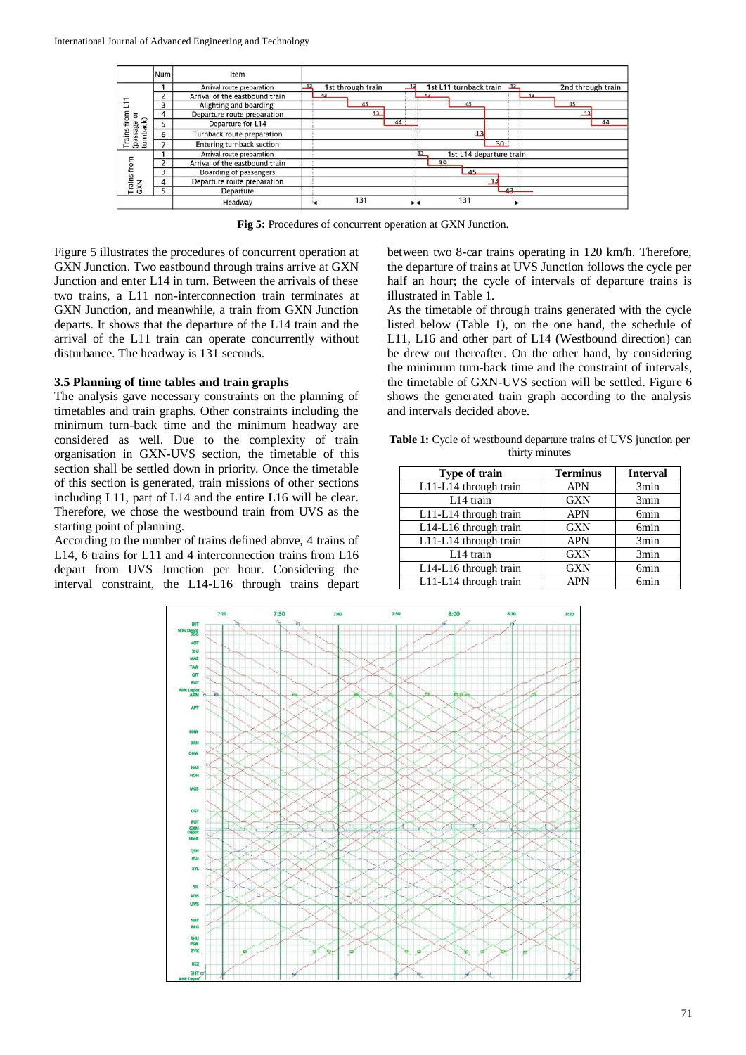Fig 5: Procedures of concurrent operation at GXN Junction.

Figure 5 illustrates the procedures of concurrent operation at GXN Junction. Two eastbound through trains arrive at GXN Junction and enter L14 in turn. Between the arrivals of these two trains, a L11 non-interconnection train terminates at GXN Junction, and meanwhile, a train from GXN Junction departs. It shows that the departure of the L14 train and the arrival of the L11 train can operate concurrently without disturbance. The headway is 131 seconds.

### 3.5 Planning of time tables and train graphs

The analysis gave necessary constraints on the planning of timetables and train graphs. Other constraints including the minimum turn-back time and the minimum headway are considered as well. Due to the complexity of train organisation in GXN-UVS section, the timetable of this section shall be settled down in priority. Once the timetable of this section is generated, train missions of other sections including L11, part of L14 and the entire L16 will be clear. Therefore, we chose the westbound train from UVS as the starting point of planning.

According to the number of trains defined above, 4 trains of L14, 6 trains for L11 and 4 interconnection trains from L16 depart from UVS Junction per hour. Considering the interval constraint, the L14-L16 through trains depart between two 8-car trains operating in 120 km/h. Therefore, the departure of trains at UVS Junction follows the cycle per half an hour; the cycle of intervals of departure trains is illustrated in Table 1.

As the timetable of through trains generated with the cycle listed below (Table 1), on the one hand, the schedule of L11, L16 and other part of L14 (Westbound direction) can be drew out thereafter. On the other hand, by considering the minimum turn-back time and the constraint of intervals, the timetable of GXN-UVS section will be settled. Figure 6 shows the generated train graph according to the analysis and intervals decided above.

**Table 1:** Cycle of westbound departure trains of UVS junction per thirty minutes

| Type of train | Terminus | Interval |
|---|---|---|
| L11-L14 through train | APN | 3min |
| L14 train | GXN | 3min |
| L11-L14 through train | APN | 6min |
| L14-L16 through train | GXN | 6min |
| L11-L14 through train | APN | 3min |
| L14 train | GXN | 3min |
| L14-L16 through train | GXN | 6min |
| L11-L14 through train | APN | 6min |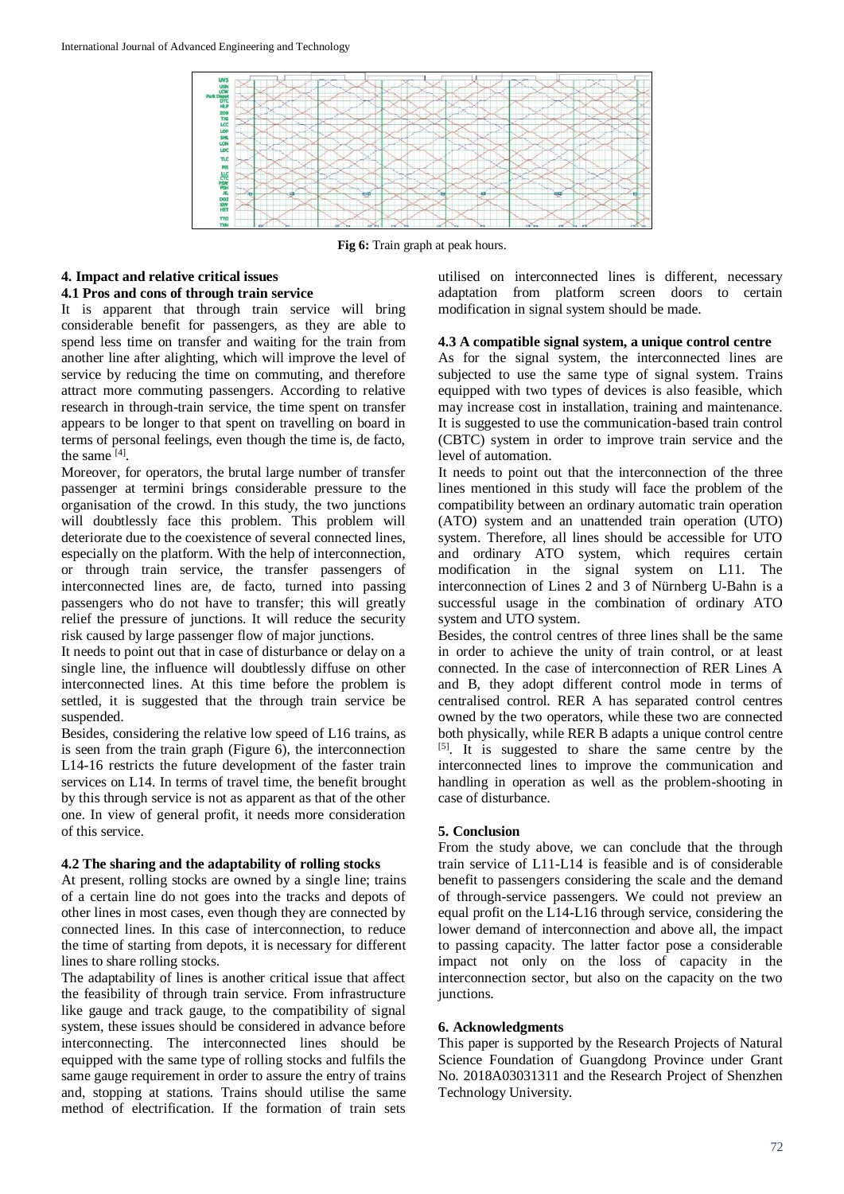**Fig 6:** Train graph at peak hours.

## 4. Impact and relative critical issues

### 4.1 Pros and cons of through train service

It is apparent that through train service will bring considerable benefit for passengers, as they are able to spend less time on transfer and waiting for the train from another line after alighting, which will improve the level of service by reducing the time on commuting, and therefore attract more commuting passengers. According to relative research in through-train service, the time spent on transfer appears to be longer to that spent on travelling on board in terms of personal feelings, even though the time is, de facto, the same [4].

Moreover, for operators, the brutal large number of transfer passenger at termini brings considerable pressure to the organisation of the crowd. In this study, the two junctions will doubtlessly face this problem. This problem will deteriorate due to the coexistence of several connected lines, especially on the platform. With the help of interconnection, or through train service, the transfer passengers of interconnected lines are, de facto, turned into passing passengers who do not have to transfer; this will greatly relief the pressure of junctions. It will reduce the security risk caused by large passenger flow of major junctions.

It needs to point out that in case of disturbance or delay on a single line, the influence will doubtlessly diffuse on other interconnected lines. At this time before the problem is settled, it is suggested that the through train service be suspended.

Besides, considering the relative low speed of L16 trains, as is seen from the train graph (Figure 6), the interconnection L14-16 restricts the future development of the faster train services on L14. In terms of travel time, the benefit brought by this through service is not as apparent as that of the other one. In view of general profit, it needs more consideration of this service.

### 4.2 The sharing and the adaptability of rolling stocks

At present, rolling stocks are owned by a single line; trains of a certain line do not goes into the tracks and depots of other lines in most cases, even though they are connected by connected lines. In this case of interconnection, to reduce the time of starting from depots, it is necessary for different lines to share rolling stocks.

The adaptability of lines is another critical issue that affect the feasibility of through train service. From infrastructure like gauge and track gauge, to the compatibility of signal system, these issues should be considered in advance before interconnecting. The interconnected lines should be equipped with the same type of rolling stocks and fulfils the same gauge requirement in order to assure the entry of trains and, stopping at stations. Trains should utilise the same method of electrification. If the formation of train sets utilised on interconnected lines is different, necessary adaptation from platform screen doors to certain modification in signal system should be made.

### 4.3 A compatible signal system, a unique control centre

As for the signal system, the interconnected lines are subjected to use the same type of signal system. Trains equipped with two types of devices is also feasible, which may increase cost in installation, training and maintenance. It is suggested to use the communication-based train control (CBTC) system in order to improve train service and the level of automation.

It needs to point out that the interconnection of the three lines mentioned in this study will face the problem of the compatibility between an ordinary automatic train operation (ATO) system and an unattended train operation (UTO) system. Therefore, all lines should be accessible for UTO and ordinary ATO system, which requires certain modification in the signal system on L11. The interconnection of Lines 2 and 3 of Nürnberg U-Bahn is a successful usage in the combination of ordinary ATO system and UTO system.

Besides, the control centres of three lines shall be the same in order to achieve the unity of train control, or at least connected. In the case of interconnection of RER Lines A and B, they adopt different control mode in terms of centralised control. RER A has separated control centres owned by the two operators, while these two are connected both physically, while RER B adapts a unique control centre [5]. It is suggested to share the same centre by the interconnected lines to improve the communication and handling in operation as well as the problem-shooting in case of disturbance.

## 5. Conclusion

From the study above, we can conclude that the through train service of L11-L14 is feasible and is of considerable benefit to passengers considering the scale and the demand of through-service passengers. We could not preview an equal profit on the L14-L16 through service, considering the lower demand of interconnection and above all, the impact to passing capacity. The latter factor pose a considerable impact not only on the loss of capacity in the interconnection sector, but also on the capacity on the two junctions.

## 6. Acknowledgments

This paper is supported by the Research Projects of Natural Science Foundation of Guangdong Province under Grant No. 2018A03031311 and the Research Project of Shenzhen Technology University.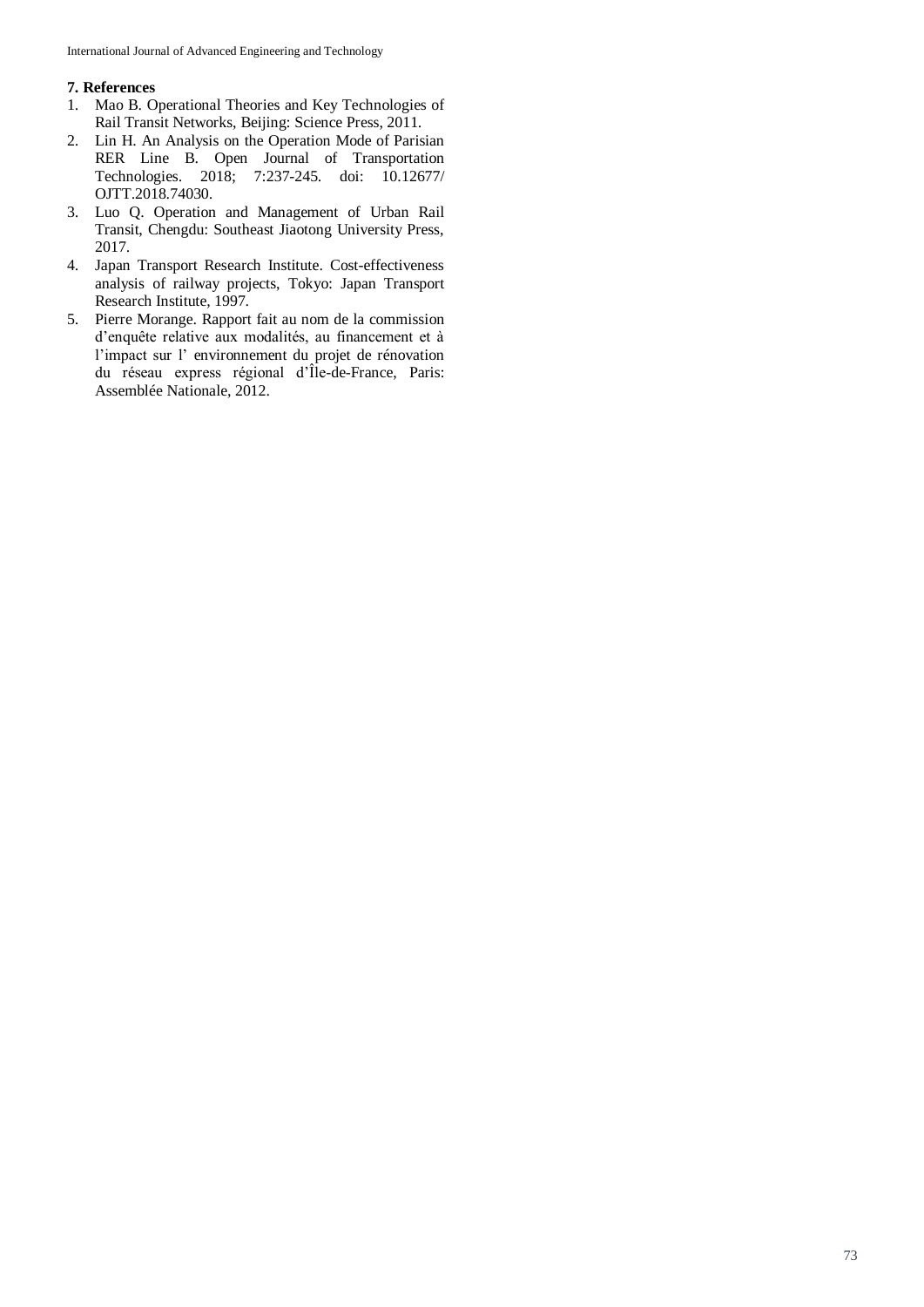## 7. References

1. Mao B. Operational Theories and Key Technologies of Rail Transit Networks, Beijing: Science Press, 2011.
2. Lin H. An Analysis on the Operation Mode of Parisian RER Line B. Open Journal of Transportation Technologies. 2018; 7:237-245. doi: 10.12677/OJTT.2018.74030.
3. Luo Q. Operation and Management of Urban Rail Transit, Chengdu: Southeast Jiaotong University Press, 2017.
4. Japan Transport Research Institute. Cost-effectiveness analysis of railway projects, Tokyo: Japan Transport Research Institute, 1997.
5. Pierre Morange. Rapport fait au nom de la commission d'enquête relative aux modalités, au financement et à l'impact sur l' environnement du projet de rénovation du réseau express régional d'Île-de-France, Paris: Assemblée Nationale, 2012.